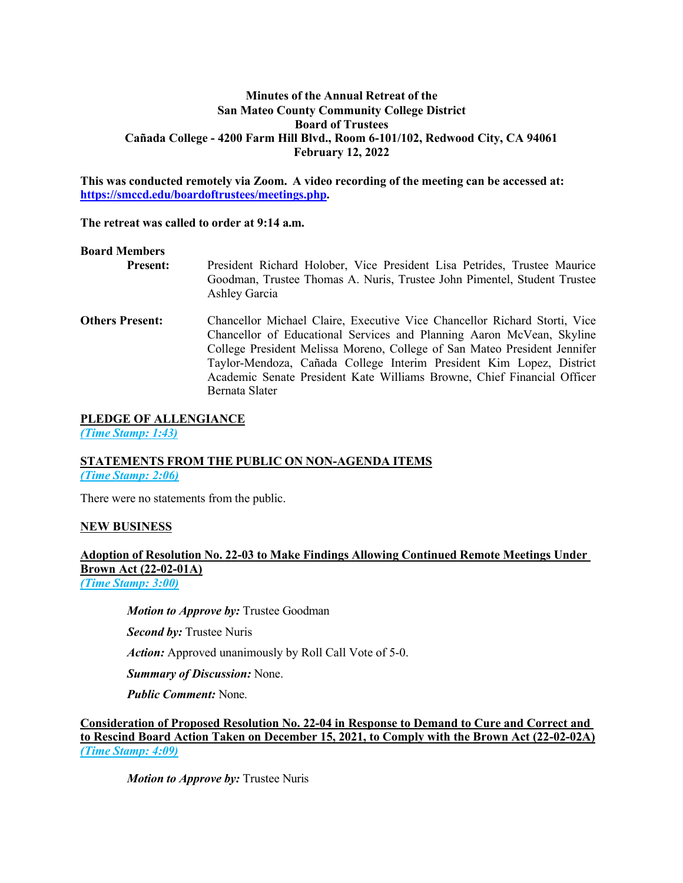**Minutes of the Annual Retreat of the**
**San Mateo County Community College District**
**Board of Trustees**
**Cañada College - 4200 Farm Hill Blvd., Room 6-101/102, Redwood City, CA 94061**
**February 12, 2022**

**This was conducted remotely via Zoom. A video recording of the meeting can be accessed at: https://smccd.edu/boardoftrustees/meetings.php.**

**The retreat was called to order at 9:14 a.m.**

**Board Members Present:** President Richard Holober, Vice President Lisa Petrides, Trustee Maurice Goodman, Trustee Thomas A. Nuris, Trustee John Pimentel, Student Trustee Ashley Garcia

**Others Present:** Chancellor Michael Claire, Executive Vice Chancellor Richard Storti, Vice Chancellor of Educational Services and Planning Aaron McVean, Skyline College President Melissa Moreno, College of San Mateo President Jennifer Taylor-Mendoza, Cañada College Interim President Kim Lopez, District Academic Senate President Kate Williams Browne, Chief Financial Officer Bernata Slater

**PLEDGE OF ALLENGIANCE**
*(Time Stamp: 1:43)*

**STATEMENTS FROM THE PUBLIC ON NON-AGENDA ITEMS**
*(Time Stamp: 2:06)*

There were no statements from the public.

**NEW BUSINESS**

**Adoption of Resolution No. 22-03 to Make Findings Allowing Continued Remote Meetings Under Brown Act (22-02-01A)**
*(Time Stamp: 3:00)*

*Motion to Approve by:* Trustee Goodman

*Second by:* Trustee Nuris

*Action:* Approved unanimously by Roll Call Vote of 5-0.

*Summary of Discussion:* None.

*Public Comment:* None.

**Consideration of Proposed Resolution No. 22-04 in Response to Demand to Cure and Correct and to Rescind Board Action Taken on December 15, 2021, to Comply with the Brown Act (22-02-02A)**
*(Time Stamp: 4:09)*

*Motion to Approve by:* Trustee Nuris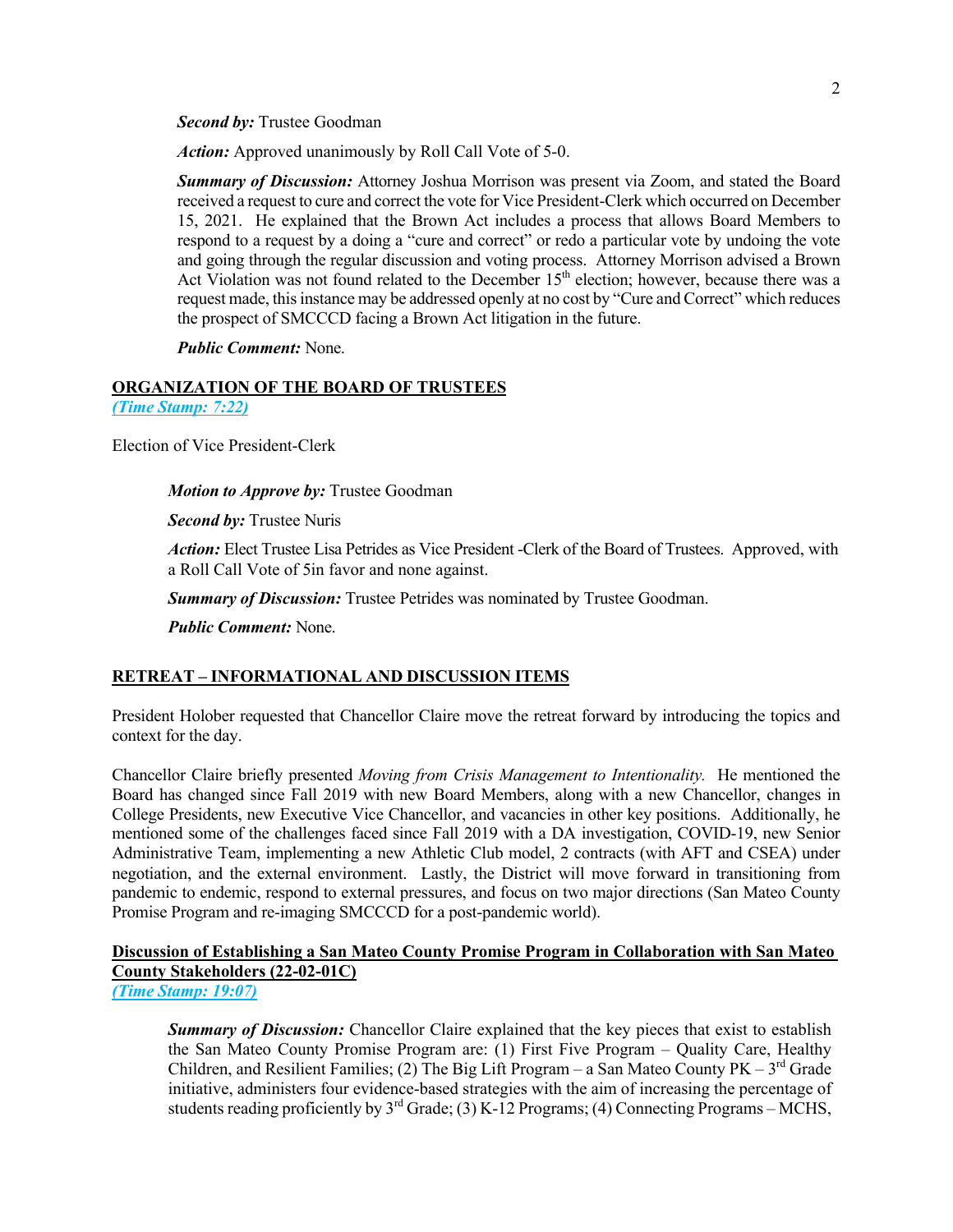***Second by:*** Trustee Goodman

***Action:*** Approved unanimously by Roll Call Vote of 5-0.

***Summary of Discussion:*** Attorney Joshua Morrison was present via Zoom, and stated the Board received a request to cure and correct the vote for Vice President-Clerk which occurred on December 15, 2021. He explained that the Brown Act includes a process that allows Board Members to respond to a request by a doing a "cure and correct" or redo a particular vote by undoing the vote and going through the regular discussion and voting process. Attorney Morrison advised a Brown Act Violation was not found related to the December 15th election; however, because there was a request made, this instance may be addressed openly at no cost by "Cure and Correct" which reduces the prospect of SMCCCD facing a Brown Act litigation in the future.

***Public Comment:*** None.

## ORGANIZATION OF THE BOARD OF TRUSTEES

***(Time Stamp: 7:22)***

Election of Vice President-Clerk

***Motion to Approve by:*** Trustee Goodman

***Second by:*** Trustee Nuris

***Action:*** Elect Trustee Lisa Petrides as Vice President -Clerk of the Board of Trustees. Approved, with a Roll Call Vote of 5in favor and none against.

***Summary of Discussion:*** Trustee Petrides was nominated by Trustee Goodman.

***Public Comment:*** None.

## RETREAT – INFORMATIONAL AND DISCUSSION ITEMS

President Holober requested that Chancellor Claire move the retreat forward by introducing the topics and context for the day.

Chancellor Claire briefly presented *Moving from Crisis Management to Intentionality.* He mentioned the Board has changed since Fall 2019 with new Board Members, along with a new Chancellor, changes in College Presidents, new Executive Vice Chancellor, and vacancies in other key positions. Additionally, he mentioned some of the challenges faced since Fall 2019 with a DA investigation, COVID-19, new Senior Administrative Team, implementing a new Athletic Club model, 2 contracts (with AFT and CSEA) under negotiation, and the external environment. Lastly, the District will move forward in transitioning from pandemic to endemic, respond to external pressures, and focus on two major directions (San Mateo County Promise Program and re-imaging SMCCCD for a post-pandemic world).

### Discussion of Establishing a San Mateo County Promise Program in Collaboration with San Mateo County Stakeholders (22-02-01C)

***(Time Stamp: 19:07)***

***Summary of Discussion:*** Chancellor Claire explained that the key pieces that exist to establish the San Mateo County Promise Program are: (1) First Five Program – Quality Care, Healthy Children, and Resilient Families; (2) The Big Lift Program – a San Mateo County PK – 3rd Grade initiative, administers four evidence-based strategies with the aim of increasing the percentage of students reading proficiently by 3rd Grade; (3) K-12 Programs; (4) Connecting Programs – MCHS,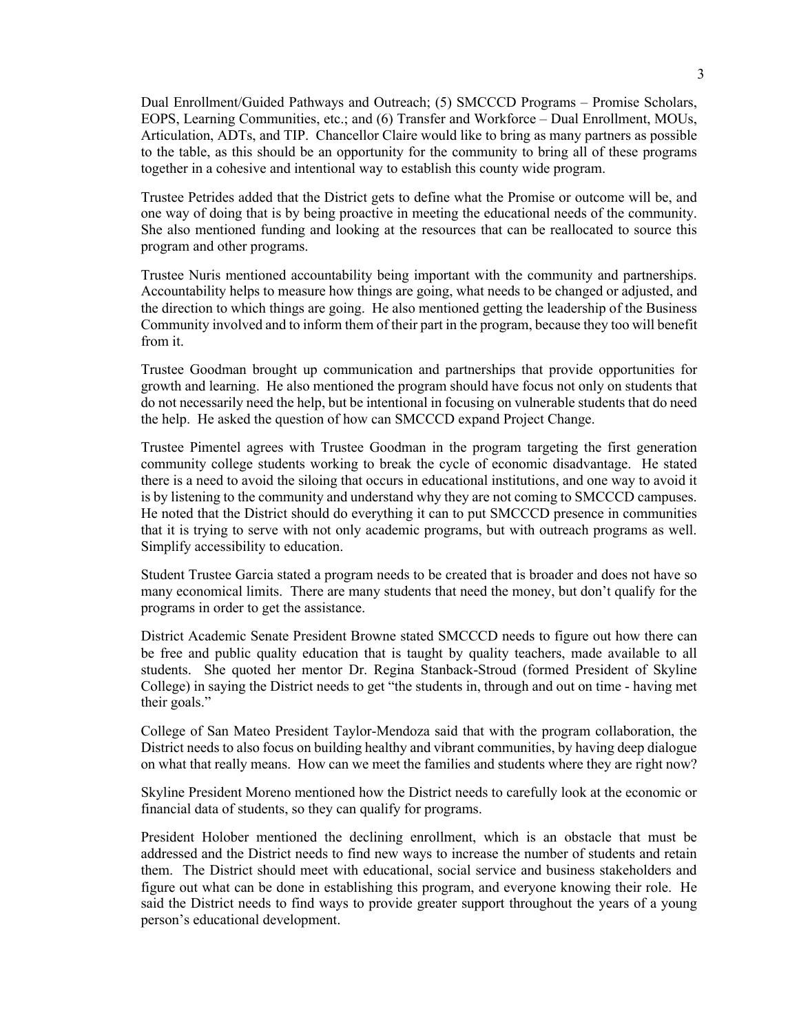Dual Enrollment/Guided Pathways and Outreach; (5) SMCCCD Programs – Promise Scholars, EOPS, Learning Communities, etc.; and (6) Transfer and Workforce – Dual Enrollment, MOUs, Articulation, ADTs, and TIP. Chancellor Claire would like to bring as many partners as possible to the table, as this should be an opportunity for the community to bring all of these programs together in a cohesive and intentional way to establish this county wide program.

Trustee Petrides added that the District gets to define what the Promise or outcome will be, and one way of doing that is by being proactive in meeting the educational needs of the community. She also mentioned funding and looking at the resources that can be reallocated to source this program and other programs.

Trustee Nuris mentioned accountability being important with the community and partnerships. Accountability helps to measure how things are going, what needs to be changed or adjusted, and the direction to which things are going. He also mentioned getting the leadership of the Business Community involved and to inform them of their part in the program, because they too will benefit from it.

Trustee Goodman brought up communication and partnerships that provide opportunities for growth and learning. He also mentioned the program should have focus not only on students that do not necessarily need the help, but be intentional in focusing on vulnerable students that do need the help. He asked the question of how can SMCCCD expand Project Change.

Trustee Pimentel agrees with Trustee Goodman in the program targeting the first generation community college students working to break the cycle of economic disadvantage. He stated there is a need to avoid the siloing that occurs in educational institutions, and one way to avoid it is by listening to the community and understand why they are not coming to SMCCCD campuses. He noted that the District should do everything it can to put SMCCCD presence in communities that it is trying to serve with not only academic programs, but with outreach programs as well. Simplify accessibility to education.

Student Trustee Garcia stated a program needs to be created that is broader and does not have so many economical limits. There are many students that need the money, but don't qualify for the programs in order to get the assistance.

District Academic Senate President Browne stated SMCCCD needs to figure out how there can be free and public quality education that is taught by quality teachers, made available to all students. She quoted her mentor Dr. Regina Stanback-Stroud (formed President of Skyline College) in saying the District needs to get "the students in, through and out on time - having met their goals."

College of San Mateo President Taylor-Mendoza said that with the program collaboration, the District needs to also focus on building healthy and vibrant communities, by having deep dialogue on what that really means. How can we meet the families and students where they are right now?

Skyline President Moreno mentioned how the District needs to carefully look at the economic or financial data of students, so they can qualify for programs.

President Holober mentioned the declining enrollment, which is an obstacle that must be addressed and the District needs to find new ways to increase the number of students and retain them. The District should meet with educational, social service and business stakeholders and figure out what can be done in establishing this program, and everyone knowing their role. He said the District needs to find ways to provide greater support throughout the years of a young person's educational development.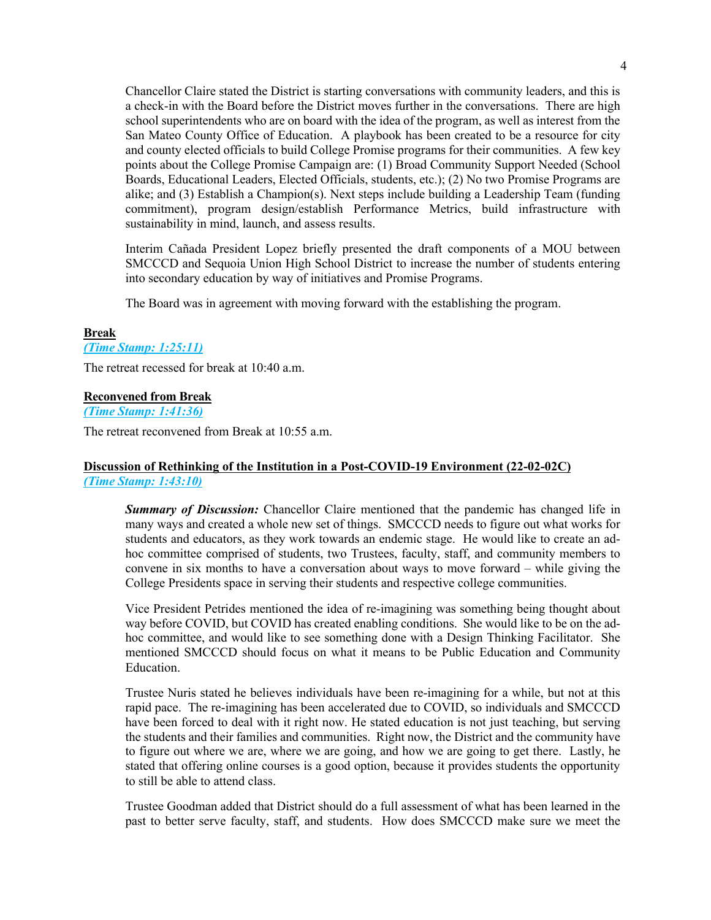Chancellor Claire stated the District is starting conversations with community leaders, and this is a check-in with the Board before the District moves further in the conversations. There are high school superintendents who are on board with the idea of the program, as well as interest from the San Mateo County Office of Education. A playbook has been created to be a resource for city and county elected officials to build College Promise programs for their communities. A few key points about the College Promise Campaign are: (1) Broad Community Support Needed (School Boards, Educational Leaders, Elected Officials, students, etc.); (2) No two Promise Programs are alike; and (3) Establish a Champion(s). Next steps include building a Leadership Team (funding commitment), program design/establish Performance Metrics, build infrastructure with sustainability in mind, launch, and assess results.

Interim Cañada President Lopez briefly presented the draft components of a MOU between SMCCCD and Sequoia Union High School District to increase the number of students entering into secondary education by way of initiatives and Promise Programs.

The Board was in agreement with moving forward with the establishing the program.

**Break**
***(Time Stamp: 1:25:11)***

The retreat recessed for break at 10:40 a.m.

**Reconvened from Break**
***(Time Stamp: 1:41:36)***

The retreat reconvened from Break at 10:55 a.m.

**Discussion of Rethinking of the Institution in a Post-COVID-19 Environment (22-02-02C)**
***(Time Stamp: 1:43:10)***

***Summary of Discussion:*** Chancellor Claire mentioned that the pandemic has changed life in many ways and created a whole new set of things. SMCCCD needs to figure out what works for students and educators, as they work towards an endemic stage. He would like to create an ad-hoc committee comprised of students, two Trustees, faculty, staff, and community members to convene in six months to have a conversation about ways to move forward – while giving the College Presidents space in serving their students and respective college communities.

Vice President Petrides mentioned the idea of re-imagining was something being thought about way before COVID, but COVID has created enabling conditions. She would like to be on the ad-hoc committee, and would like to see something done with a Design Thinking Facilitator. She mentioned SMCCCD should focus on what it means to be Public Education and Community Education.

Trustee Nuris stated he believes individuals have been re-imagining for a while, but not at this rapid pace. The re-imagining has been accelerated due to COVID, so individuals and SMCCCD have been forced to deal with it right now. He stated education is not just teaching, but serving the students and their families and communities. Right now, the District and the community have to figure out where we are, where we are going, and how we are going to get there. Lastly, he stated that offering online courses is a good option, because it provides students the opportunity to still be able to attend class.

Trustee Goodman added that District should do a full assessment of what has been learned in the past to better serve faculty, staff, and students. How does SMCCCD make sure we meet the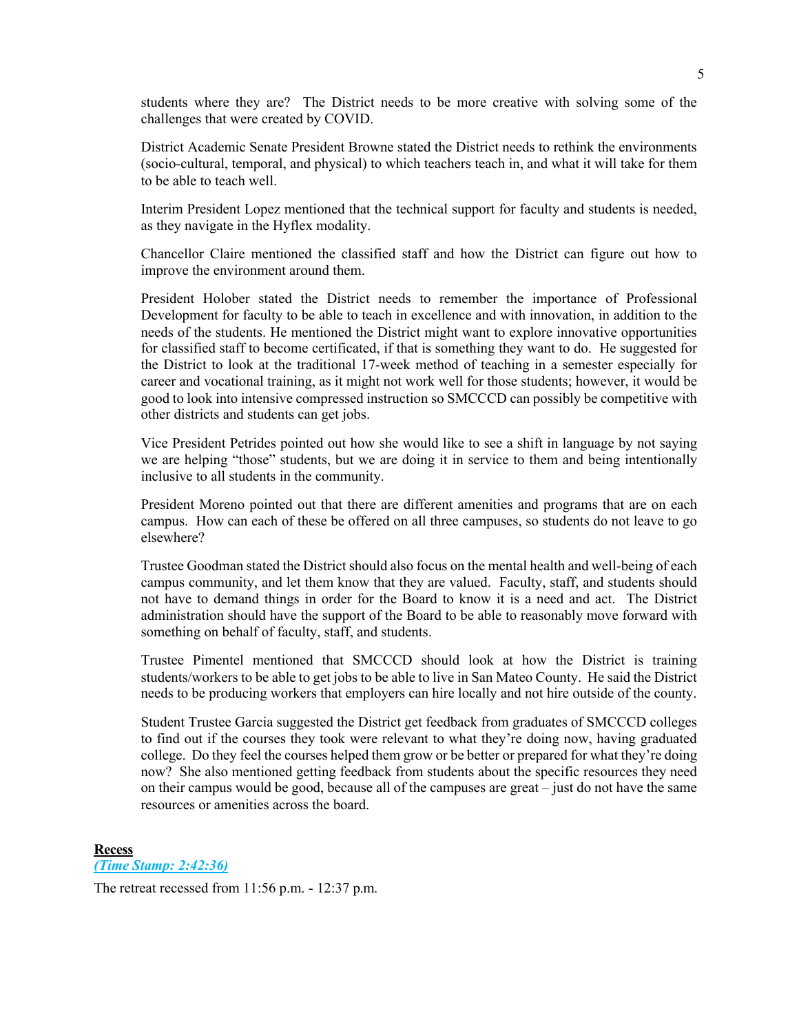students where they are? The District needs to be more creative with solving some of the challenges that were created by COVID.

District Academic Senate President Browne stated the District needs to rethink the environments (socio-cultural, temporal, and physical) to which teachers teach in, and what it will take for them to be able to teach well.

Interim President Lopez mentioned that the technical support for faculty and students is needed, as they navigate in the Hyflex modality.

Chancellor Claire mentioned the classified staff and how the District can figure out how to improve the environment around them.

President Holober stated the District needs to remember the importance of Professional Development for faculty to be able to teach in excellence and with innovation, in addition to the needs of the students. He mentioned the District might want to explore innovative opportunities for classified staff to become certificated, if that is something they want to do. He suggested for the District to look at the traditional 17-week method of teaching in a semester especially for career and vocational training, as it might not work well for those students; however, it would be good to look into intensive compressed instruction so SMCCCD can possibly be competitive with other districts and students can get jobs.

Vice President Petrides pointed out how she would like to see a shift in language by not saying we are helping "those" students, but we are doing it in service to them and being intentionally inclusive to all students in the community.

President Moreno pointed out that there are different amenities and programs that are on each campus. How can each of these be offered on all three campuses, so students do not leave to go elsewhere?

Trustee Goodman stated the District should also focus on the mental health and well-being of each campus community, and let them know that they are valued. Faculty, staff, and students should not have to demand things in order for the Board to know it is a need and act. The District administration should have the support of the Board to be able to reasonably move forward with something on behalf of faculty, staff, and students.

Trustee Pimentel mentioned that SMCCCD should look at how the District is training students/workers to be able to get jobs to be able to live in San Mateo County. He said the District needs to be producing workers that employers can hire locally and not hire outside of the county.

Student Trustee Garcia suggested the District get feedback from graduates of SMCCCD colleges to find out if the courses they took were relevant to what they're doing now, having graduated college. Do they feel the courses helped them grow or be better or prepared for what they're doing now? She also mentioned getting feedback from students about the specific resources they need on their campus would be good, because all of the campuses are great – just do not have the same resources or amenities across the board.

**Recess**

***(Time Stamp: 2:42:36)***

The retreat recessed from 11:56 p.m. - 12:37 p.m.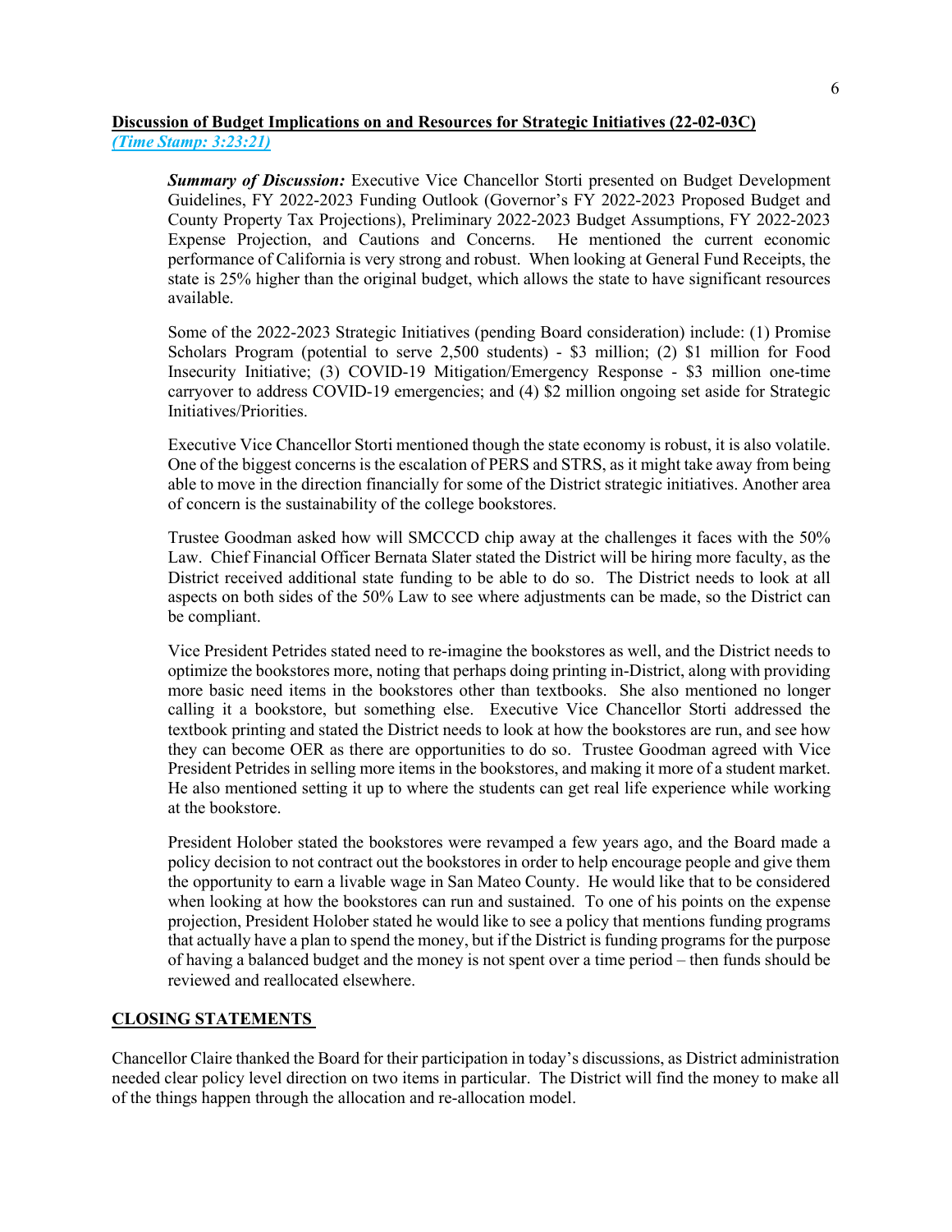**Discussion of Budget Implications on and Resources for Strategic Initiatives (22-02-03C)**
*(Time Stamp: 3:23:21)*

> ***Summary of Discussion:*** Executive Vice Chancellor Storti presented on Budget Development Guidelines, FY 2022-2023 Funding Outlook (Governor's FY 2022-2023 Proposed Budget and County Property Tax Projections), Preliminary 2022-2023 Budget Assumptions, FY 2022-2023 Expense Projection, and Cautions and Concerns. He mentioned the current economic performance of California is very strong and robust. When looking at General Fund Receipts, the state is 25% higher than the original budget, which allows the state to have significant resources available.
>
> Some of the 2022-2023 Strategic Initiatives (pending Board consideration) include: (1) Promise Scholars Program (potential to serve 2,500 students) - $3 million; (2) $1 million for Food Insecurity Initiative; (3) COVID-19 Mitigation/Emergency Response - $3 million one-time carryover to address COVID-19 emergencies; and (4) $2 million ongoing set aside for Strategic Initiatives/Priorities.
>
> Executive Vice Chancellor Storti mentioned though the state economy is robust, it is also volatile. One of the biggest concerns is the escalation of PERS and STRS, as it might take away from being able to move in the direction financially for some of the District strategic initiatives. Another area of concern is the sustainability of the college bookstores.
>
> Trustee Goodman asked how will SMCCCD chip away at the challenges it faces with the 50% Law. Chief Financial Officer Bernata Slater stated the District will be hiring more faculty, as the District received additional state funding to be able to do so. The District needs to look at all aspects on both sides of the 50% Law to see where adjustments can be made, so the District can be compliant.
>
> Vice President Petrides stated need to re-imagine the bookstores as well, and the District needs to optimize the bookstores more, noting that perhaps doing printing in-District, along with providing more basic need items in the bookstores other than textbooks. She also mentioned no longer calling it a bookstore, but something else. Executive Vice Chancellor Storti addressed the textbook printing and stated the District needs to look at how the bookstores are run, and see how they can become OER as there are opportunities to do so. Trustee Goodman agreed with Vice President Petrides in selling more items in the bookstores, and making it more of a student market. He also mentioned setting it up to where the students can get real life experience while working at the bookstore.
>
> President Holober stated the bookstores were revamped a few years ago, and the Board made a policy decision to not contract out the bookstores in order to help encourage people and give them the opportunity to earn a livable wage in San Mateo County. He would like that to be considered when looking at how the bookstores can run and sustained. To one of his points on the expense projection, President Holober stated he would like to see a policy that mentions funding programs that actually have a plan to spend the money, but if the District is funding programs for the purpose of having a balanced budget and the money is not spent over a time period – then funds should be reviewed and reallocated elsewhere.

**CLOSING STATEMENTS**

Chancellor Claire thanked the Board for their participation in today's discussions, as District administration needed clear policy level direction on two items in particular. The District will find the money to make all of the things happen through the allocation and re-allocation model.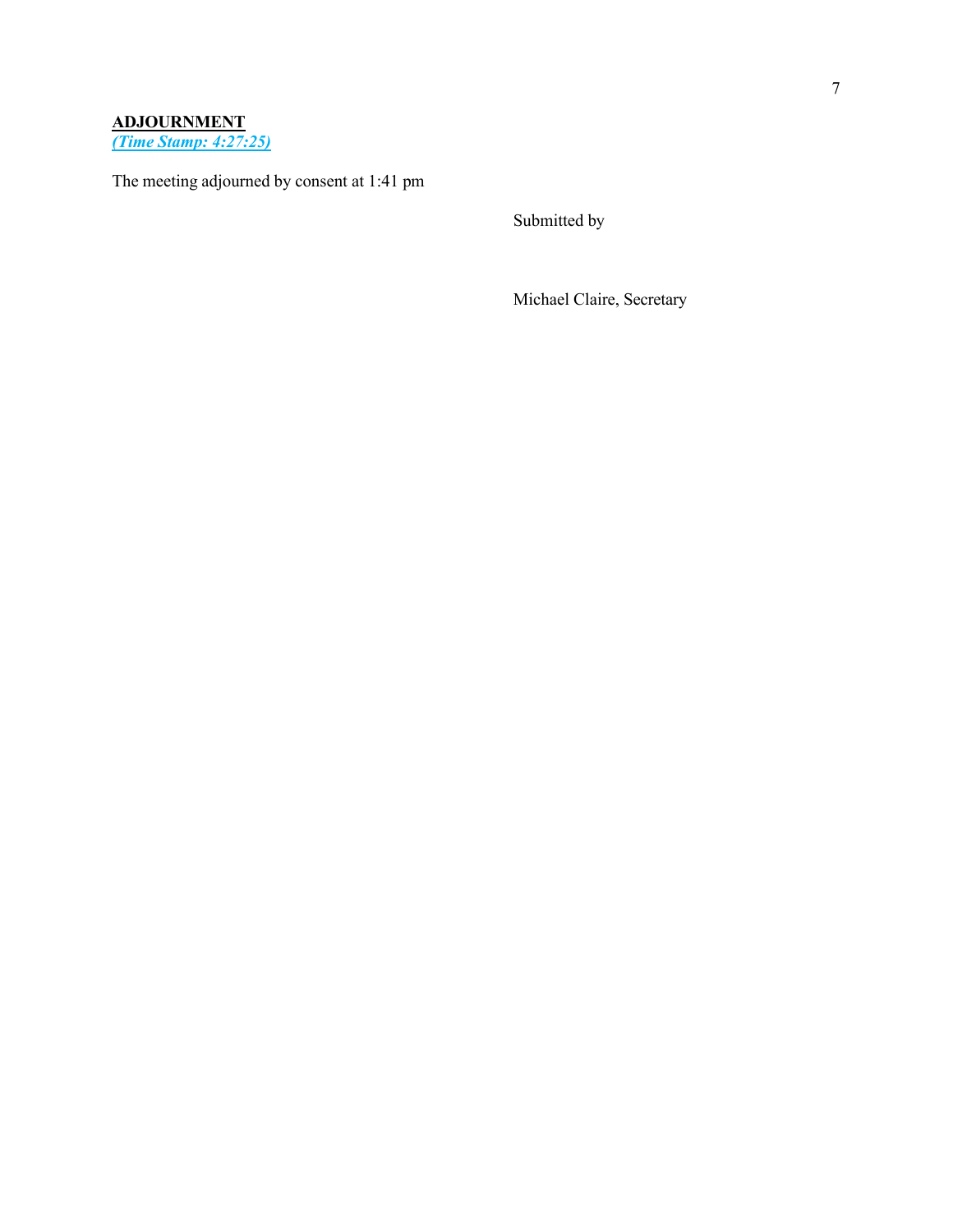**ADJOURNMENT**

***(Time Stamp: 4:27:25)***

The meeting adjourned by consent at 1:41 pm

Submitted by

Michael Claire, Secretary